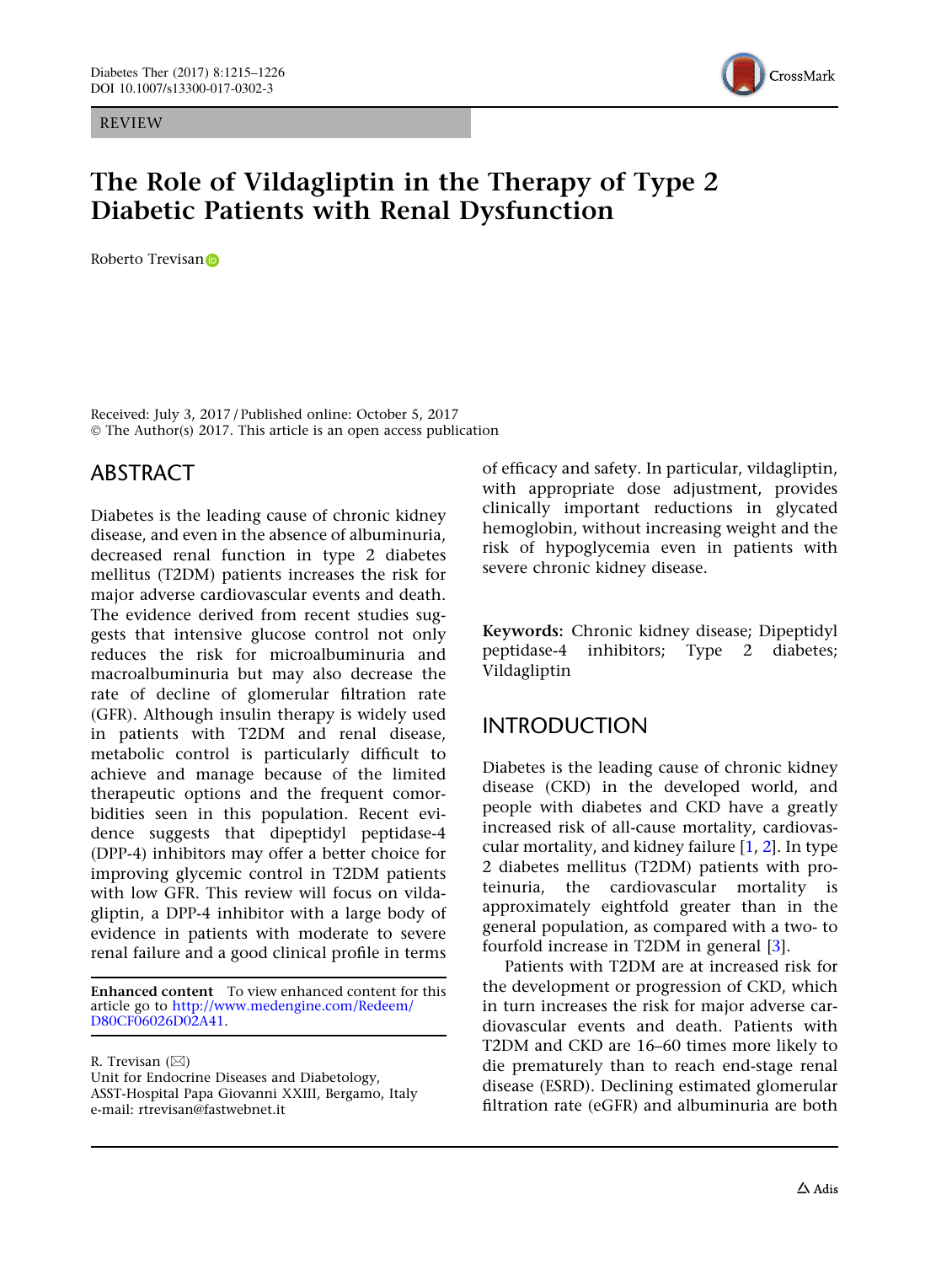REVIEW

# The Role of Vildagliptin in the Therapy of Type 2 Diabetic Patients with Renal Dysfunction

Roberto Trevisan

Received: July 3, 2017 / Published online: October 5, 2017
© The Author(s) 2017. This article is an open access publication

## ABSTRACT

Diabetes is the leading cause of chronic kidney disease, and even in the absence of albuminuria, decreased renal function in type 2 diabetes mellitus (T2DM) patients increases the risk for major adverse cardiovascular events and death. The evidence derived from recent studies suggests that intensive glucose control not only reduces the risk for microalbuminuria and macroalbuminuria but may also decrease the rate of decline of glomerular filtration rate (GFR). Although insulin therapy is widely used in patients with T2DM and renal disease, metabolic control is particularly difficult to achieve and manage because of the limited therapeutic options and the frequent comorbidities seen in this population. Recent evidence suggests that dipeptidyl peptidase-4 (DPP-4) inhibitors may offer a better choice for improving glycemic control in T2DM patients with low GFR. This review will focus on vildagliptin, a DPP-4 inhibitor with a large body of evidence in patients with moderate to severe renal failure and a good clinical profile in terms of efficacy and safety. In particular, vildagliptin, with appropriate dose adjustment, provides clinically important reductions in glycated hemoglobin, without increasing weight and the risk of hypoglycemia even in patients with severe chronic kidney disease.

**Keywords:** Chronic kidney disease; Dipeptidyl peptidase-4 inhibitors; Type 2 diabetes; Vildagliptin

**Enhanced content** To view enhanced content for this article go to http://www.medengine.com/Redeem/D80CF06026D02A41.

R. Trevisan (✉)
Unit for Endocrine Diseases and Diabetology, ASST-Hospital Papa Giovanni XXIII, Bergamo, Italy
e-mail: rtrevisan@fastwebnet.it

## INTRODUCTION

Diabetes is the leading cause of chronic kidney disease (CKD) in the developed world, and people with diabetes and CKD have a greatly increased risk of all-cause mortality, cardiovascular mortality, and kidney failure [1, 2]. In type 2 diabetes mellitus (T2DM) patients with proteinuria, the cardiovascular mortality is approximately eightfold greater than in the general population, as compared with a two- to fourfold increase in T2DM in general [3].

Patients with T2DM are at increased risk for the development or progression of CKD, which in turn increases the risk for major adverse cardiovascular events and death. Patients with T2DM and CKD are 16–60 times more likely to die prematurely than to reach end-stage renal disease (ESRD). Declining estimated glomerular filtration rate (eGFR) and albuminuria are both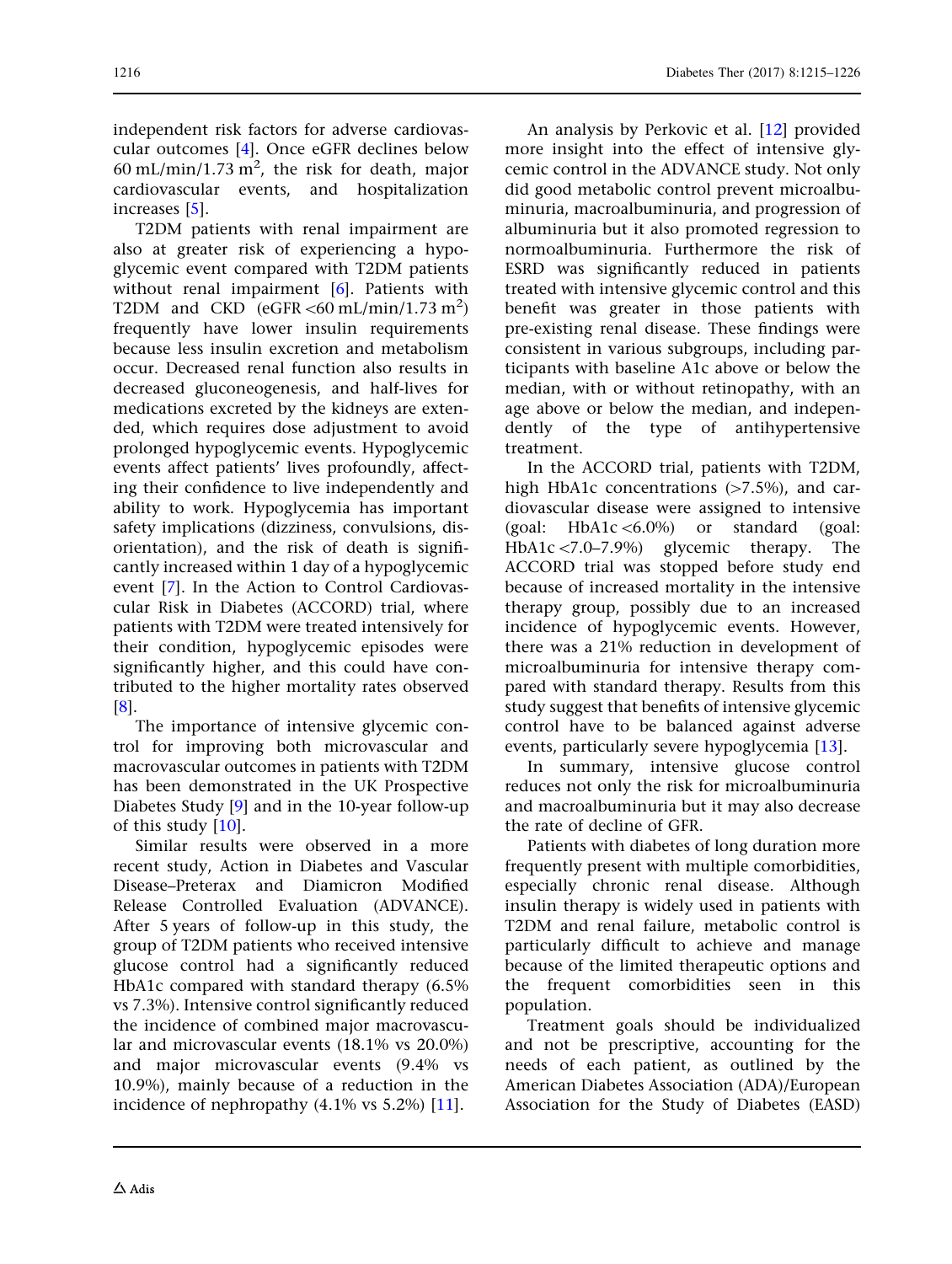independent risk factors for adverse cardiovascular outcomes [4]. Once eGFR declines below 60 mL/min/1.73 $m^2$, the risk for death, major cardiovascular events, and hospitalization increases [5].

T2DM patients with renal impairment are also at greater risk of experiencing a hypoglycemic event compared with T2DM patients without renal impairment [6]. Patients with T2DM and CKD (eGFR <60 mL/min/1.73 $m^2$) frequently have lower insulin requirements because less insulin excretion and metabolism occur. Decreased renal function also results in decreased gluconeogenesis, and half-lives for medications excreted by the kidneys are extended, which requires dose adjustment to avoid prolonged hypoglycemic events. Hypoglycemic events affect patients' lives profoundly, affecting their confidence to live independently and ability to work. Hypoglycemia has important safety implications (dizziness, convulsions, disorientation), and the risk of death is significantly increased within 1 day of a hypoglycemic event [7]. In the Action to Control Cardiovascular Risk in Diabetes (ACCORD) trial, where patients with T2DM were treated intensively for their condition, hypoglycemic episodes were significantly higher, and this could have contributed to the higher mortality rates observed [8].

The importance of intensive glycemic control for improving both microvascular and macrovascular outcomes in patients with T2DM has been demonstrated in the UK Prospective Diabetes Study [9] and in the 10-year follow-up of this study [10].

Similar results were observed in a more recent study, Action in Diabetes and Vascular Disease–Preterax and Diamicron Modified Release Controlled Evaluation (ADVANCE). After 5 years of follow-up in this study, the group of T2DM patients who received intensive glucose control had a significantly reduced HbA1c compared with standard therapy (6.5% vs 7.3%). Intensive control significantly reduced the incidence of combined major macrovascular and microvascular events (18.1% vs 20.0%) and major microvascular events (9.4% vs 10.9%), mainly because of a reduction in the incidence of nephropathy (4.1% vs 5.2%) [11].

An analysis by Perkovic et al. [12] provided more insight into the effect of intensive glycemic control in the ADVANCE study. Not only did good metabolic control prevent microalbuminuria, macroalbuminuria, and progression of albuminuria but it also promoted regression to normoalbuminuria. Furthermore the risk of ESRD was significantly reduced in patients treated with intensive glycemic control and this benefit was greater in those patients with pre-existing renal disease. These findings were consistent in various subgroups, including participants with baseline A1c above or below the median, with or without retinopathy, with an age above or below the median, and independently of the type of antihypertensive treatment.

In the ACCORD trial, patients with T2DM, high HbA1c concentrations (>7.5%), and cardiovascular disease were assigned to intensive (goal: HbA1c <6.0%) or standard (goal: HbA1c <7.0–7.9%) glycemic therapy. The ACCORD trial was stopped before study end because of increased mortality in the intensive therapy group, possibly due to an increased incidence of hypoglycemic events. However, there was a 21% reduction in development of microalbuminuria for intensive therapy compared with standard therapy. Results from this study suggest that benefits of intensive glycemic control have to be balanced against adverse events, particularly severe hypoglycemia [13].

In summary, intensive glucose control reduces not only the risk for microalbuminuria and macroalbuminuria but it may also decrease the rate of decline of GFR.

Patients with diabetes of long duration more frequently present with multiple comorbidities, especially chronic renal disease. Although insulin therapy is widely used in patients with T2DM and renal failure, metabolic control is particularly difficult to achieve and manage because of the limited therapeutic options and the frequent comorbidities seen in this population.

Treatment goals should be individualized and not be prescriptive, accounting for the needs of each patient, as outlined by the American Diabetes Association (ADA)/European Association for the Study of Diabetes (EASD)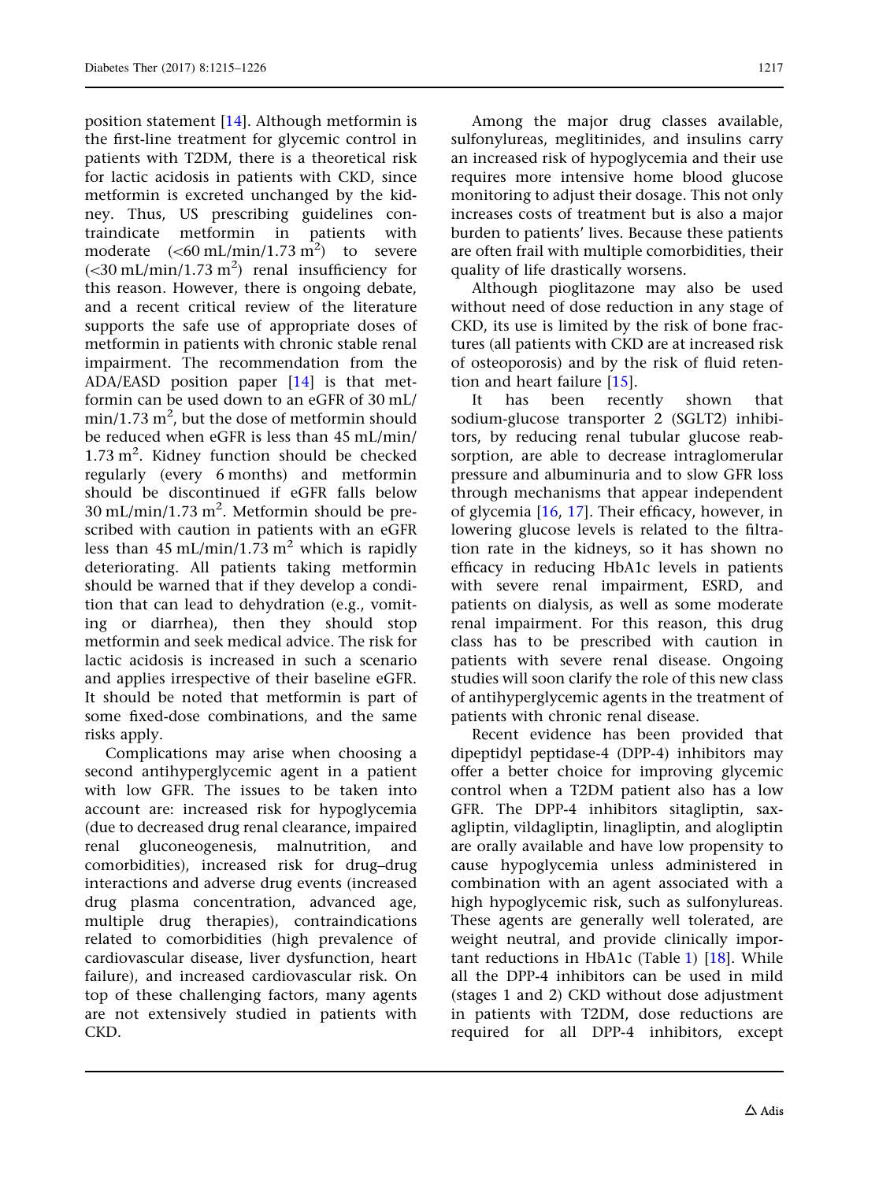position statement [14]. Although metformin is the first-line treatment for glycemic control in patients with T2DM, there is a theoretical risk for lactic acidosis in patients with CKD, since metformin is excreted unchanged by the kidney. Thus, US prescribing guidelines contraindicate metformin in patients with moderate (<60 mL/min/1.73 $m^2$) to severe (<30 mL/min/1.73 $m^2$) renal insufficiency for this reason. However, there is ongoing debate, and a recent critical review of the literature supports the safe use of appropriate doses of metformin in patients with chronic stable renal impairment. The recommendation from the ADA/EASD position paper [14] is that metformin can be used down to an eGFR of 30 mL/min/1.73 $m^2$, but the dose of metformin should be reduced when eGFR is less than 45 mL/min/1.73 $m^2$. Kidney function should be checked regularly (every 6 months) and metformin should be discontinued if eGFR falls below 30 mL/min/1.73 $m^2$. Metformin should be prescribed with caution in patients with an eGFR less than 45 mL/min/1.73 $m^2$ which is rapidly deteriorating. All patients taking metformin should be warned that if they develop a condition that can lead to dehydration (e.g., vomiting or diarrhea), then they should stop metformin and seek medical advice. The risk for lactic acidosis is increased in such a scenario and applies irrespective of their baseline eGFR. It should be noted that metformin is part of some fixed-dose combinations, and the same risks apply.

Complications may arise when choosing a second antihyperglycemic agent in a patient with low GFR. The issues to be taken into account are: increased risk for hypoglycemia (due to decreased drug renal clearance, impaired renal gluconeogenesis, malnutrition, and comorbidities), increased risk for drug–drug interactions and adverse drug events (increased drug plasma concentration, advanced age, multiple drug therapies), contraindications related to comorbidities (high prevalence of cardiovascular disease, liver dysfunction, heart failure), and increased cardiovascular risk. On top of these challenging factors, many agents are not extensively studied in patients with CKD.

Among the major drug classes available, sulfonylureas, meglitinides, and insulins carry an increased risk of hypoglycemia and their use requires more intensive home blood glucose monitoring to adjust their dosage. This not only increases costs of treatment but is also a major burden to patients' lives. Because these patients are often frail with multiple comorbidities, their quality of life drastically worsens.

Although pioglitazone may also be used without need of dose reduction in any stage of CKD, its use is limited by the risk of bone fractures (all patients with CKD are at increased risk of osteoporosis) and by the risk of fluid retention and heart failure [15].

It has been recently shown that sodium-glucose transporter 2 (SGLT2) inhibitors, by reducing renal tubular glucose reabsorption, are able to decrease intraglomerular pressure and albuminuria and to slow GFR loss through mechanisms that appear independent of glycemia [16, 17]. Their efficacy, however, in lowering glucose levels is related to the filtration rate in the kidneys, so it has shown no efficacy in reducing HbA1c levels in patients with severe renal impairment, ESRD, and patients on dialysis, as well as some moderate renal impairment. For this reason, this drug class has to be prescribed with caution in patients with severe renal disease. Ongoing studies will soon clarify the role of this new class of antihyperglycemic agents in the treatment of patients with chronic renal disease.

Recent evidence has been provided that dipeptidyl peptidase-4 (DPP-4) inhibitors may offer a better choice for improving glycemic control when a T2DM patient also has a low GFR. The DPP-4 inhibitors sitagliptin, saxagliptin, vildagliptin, linagliptin, and alogliptin are orally available and have low propensity to cause hypoglycemia unless administered in combination with an agent associated with a high hypoglycemic risk, such as sulfonylureas. These agents are generally well tolerated, are weight neutral, and provide clinically important reductions in HbA1c (Table 1) [18]. While all the DPP-4 inhibitors can be used in mild (stages 1 and 2) CKD without dose adjustment in patients with T2DM, dose reductions are required for all DPP-4 inhibitors, except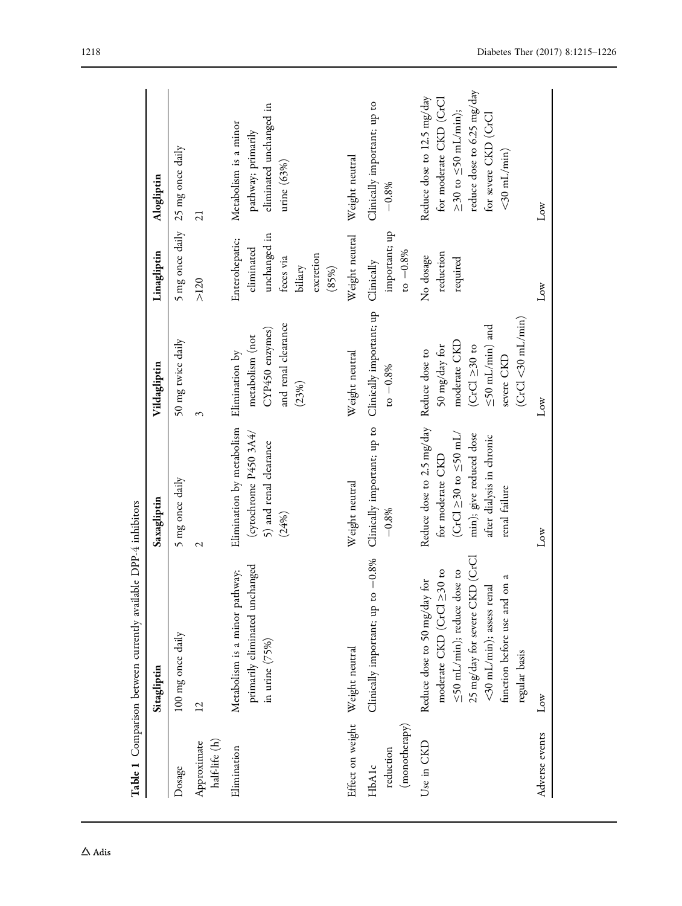**Table 1** Comparison between currently available DPP-4 inhibitors

| | Sitagliptin | Saxagliptin | Vildagliptin | Linagliptin | Alogliptin |
|---|---|---|---|---|---|
| Dosage | 100 mg once daily | 5 mg once daily | 50 mg twice daily | 5 mg once daily | 25 mg once daily |
| Approximate half-life (h) | 12 | 2 | 3 | >120 | 21 |
| Elimination | Metabolism is a minor pathway; primarily eliminated unchanged in urine (75%) | Elimination by metabolism (cytochrome P450 3A4/5) and renal clearance (24%) | Elimination by metabolism (not CYP450 enzymes) and renal clearance (23%) | Enterohepatic; eliminated unchanged in feces via biliary excretion (85%) | Metabolism is a minor pathway; primarily eliminated unchanged in urine (63%) |
| Effect on weight | Weight neutral | Weight neutral | Weight neutral | Weight neutral | Weight neutral |
| HbA1c reduction (monotherapy) | Clinically important; up to −0.8% | Clinically important; up to −0.8% | Clinically important; up to −0.8% | Clinically important; up to −0.8% | Clinically important; up to −0.8% |
| Use in CKD | Reduce dose to 50 mg/day for moderate CKD (CrCl ≥30 to ≤50 mL/min); reduce dose to 25 mg/day for severe CKD (CrCl <30 mL/min); assess renal function before use and on a regular basis | Reduce dose to 2.5 mg/day for moderate CKD (CrCl ≥30 to ≤50 mL/min); give reduced dose after dialysis in chronic renal failure | Reduce dose to 50 mg/day for moderate CKD (CrCl ≥30 to ≤50 mL/min) and severe CKD (CrCl <30 mL/min) | No dosage reduction required | Reduce dose to 12.5 mg/day for moderate CKD (CrCl ≥30 to ≤50 mL/min); reduce dose to 6.25 mg/day for severe CKD (CrCl <30 mL/min) |
| Adverse events | Low | Low | Low | Low | Low |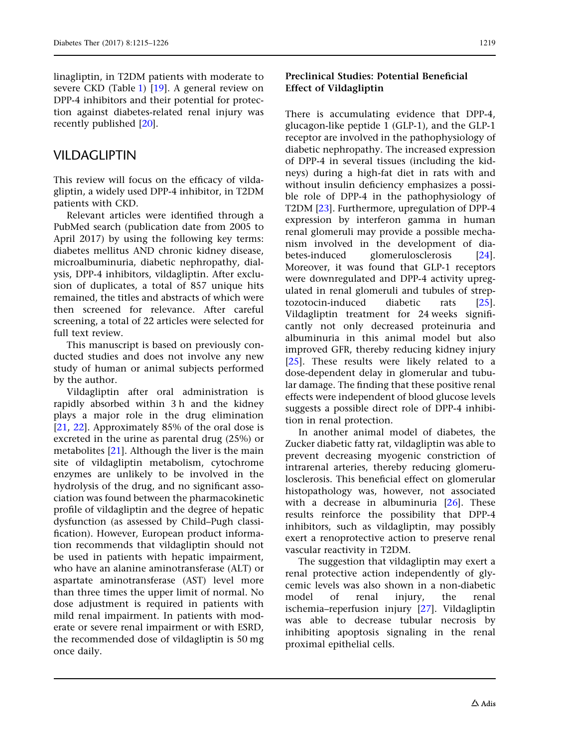linagliptin, in T2DM patients with moderate to severe CKD (Table 1) [19]. A general review on DPP-4 inhibitors and their potential for protection against diabetes-related renal injury was recently published [20].

## VILDAGLIPTIN

This review will focus on the efficacy of vildagliptin, a widely used DPP-4 inhibitor, in T2DM patients with CKD.

Relevant articles were identified through a PubMed search (publication date from 2005 to April 2017) by using the following key terms: diabetes mellitus AND chronic kidney disease, microalbuminuria, diabetic nephropathy, dialysis, DPP-4 inhibitors, vildagliptin. After exclusion of duplicates, a total of 857 unique hits remained, the titles and abstracts of which were then screened for relevance. After careful screening, a total of 22 articles were selected for full text review.

This manuscript is based on previously conducted studies and does not involve any new study of human or animal subjects performed by the author.

Vildagliptin after oral administration is rapidly absorbed within 3 h and the kidney plays a major role in the drug elimination [21, 22]. Approximately 85% of the oral dose is excreted in the urine as parental drug (25%) or metabolites [21]. Although the liver is the main site of vildagliptin metabolism, cytochrome enzymes are unlikely to be involved in the hydrolysis of the drug, and no significant association was found between the pharmacokinetic profile of vildagliptin and the degree of hepatic dysfunction (as assessed by Child–Pugh classification). However, European product information recommends that vildagliptin should not be used in patients with hepatic impairment, who have an alanine aminotransferase (ALT) or aspartate aminotransferase (AST) level more than three times the upper limit of normal. No dose adjustment is required in patients with mild renal impairment. In patients with moderate or severe renal impairment or with ESRD, the recommended dose of vildagliptin is 50 mg once daily.

### Preclinical Studies: Potential Beneficial Effect of Vildagliptin

There is accumulating evidence that DPP-4, glucagon-like peptide 1 (GLP-1), and the GLP-1 receptor are involved in the pathophysiology of diabetic nephropathy. The increased expression of DPP-4 in several tissues (including the kidneys) during a high-fat diet in rats with and without insulin deficiency emphasizes a possible role of DPP-4 in the pathophysiology of T2DM [23]. Furthermore, upregulation of DPP-4 expression by interferon gamma in human renal glomeruli may provide a possible mechanism involved in the development of diabetes-induced glomerulosclerosis [24]. Moreover, it was found that GLP-1 receptors were downregulated and DPP-4 activity upregulated in renal glomeruli and tubules of streptozotocin-induced diabetic rats [25]. Vildagliptin treatment for 24 weeks significantly not only decreased proteinuria and albuminuria in this animal model but also improved GFR, thereby reducing kidney injury [25]. These results were likely related to a dose-dependent delay in glomerular and tubular damage. The finding that these positive renal effects were independent of blood glucose levels suggests a possible direct role of DPP-4 inhibition in renal protection.

In another animal model of diabetes, the Zucker diabetic fatty rat, vildagliptin was able to prevent decreasing myogenic constriction of intrarenal arteries, thereby reducing glomerulosclerosis. This beneficial effect on glomerular histopathology was, however, not associated with a decrease in albuminuria [26]. These results reinforce the possibility that DPP-4 inhibitors, such as vildagliptin, may possibly exert a renoprotective action to preserve renal vascular reactivity in T2DM.

The suggestion that vildagliptin may exert a renal protective action independently of glycemic levels was also shown in a non-diabetic model of renal injury, the renal ischemia–reperfusion injury [27]. Vildagliptin was able to decrease tubular necrosis by inhibiting apoptosis signaling in the renal proximal epithelial cells.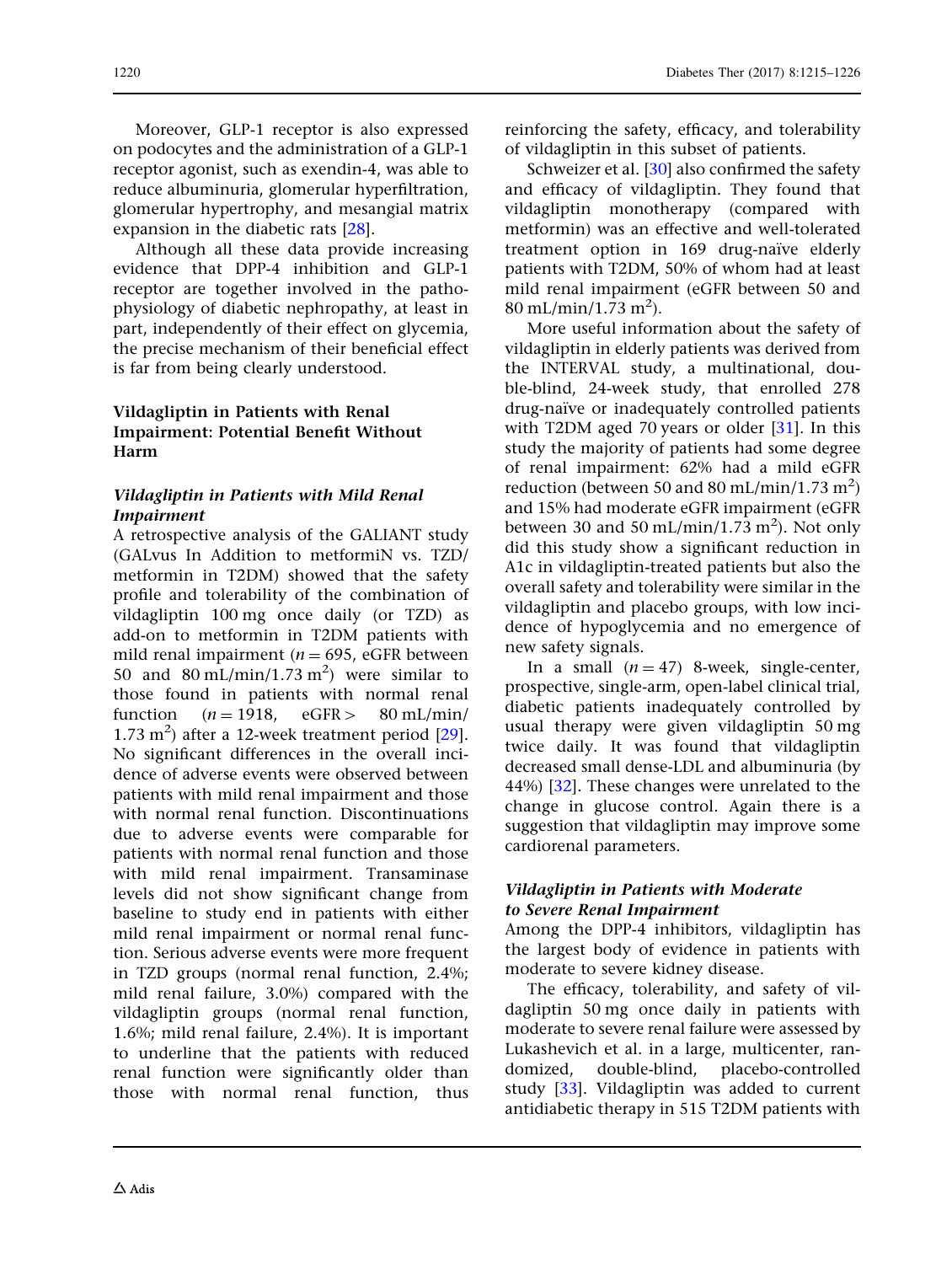Moreover, GLP-1 receptor is also expressed on podocytes and the administration of a GLP-1 receptor agonist, such as exendin-4, was able to reduce albuminuria, glomerular hyperfiltration, glomerular hypertrophy, and mesangial matrix expansion in the diabetic rats [28].

Although all these data provide increasing evidence that DPP-4 inhibition and GLP-1 receptor are together involved in the pathophysiology of diabetic nephropathy, at least in part, independently of their effect on glycemia, the precise mechanism of their beneficial effect is far from being clearly understood.

## Vildagliptin in Patients with Renal Impairment: Potential Benefit Without Harm

### *Vildagliptin in Patients with Mild Renal Impairment*

A retrospective analysis of the GALIANT study (GALvus In Addition to metformiN vs. TZD/metformin in T2DM) showed that the safety profile and tolerability of the combination of vildagliptin 100 mg once daily (or TZD) as add-on to metformin in T2DM patients with mild renal impairment ($n = 695$, eGFR between 50 and 80 mL/min/1.73 $m^2$) were similar to those found in patients with normal renal function ($n = 1918$, eGFR > 80 mL/min/1.73 $m^2$) after a 12-week treatment period [29]. No significant differences in the overall incidence of adverse events were observed between patients with mild renal impairment and those with normal renal function. Discontinuations due to adverse events were comparable for patients with normal renal function and those with mild renal impairment. Transaminase levels did not show significant change from baseline to study end in patients with either mild renal impairment or normal renal function. Serious adverse events were more frequent in TZD groups (normal renal function, 2.4%; mild renal failure, 3.0%) compared with the vildagliptin groups (normal renal function, 1.6%; mild renal failure, 2.4%). It is important to underline that the patients with reduced renal function were significantly older than those with normal renal function, thus reinforcing the safety, efficacy, and tolerability of vildagliptin in this subset of patients.

Schweizer et al. [30] also confirmed the safety and efficacy of vildagliptin. They found that vildagliptin monotherapy (compared with metformin) was an effective and well-tolerated treatment option in 169 drug-naïve elderly patients with T2DM, 50% of whom had at least mild renal impairment (eGFR between 50 and 80 mL/min/1.73 $m^2$).

More useful information about the safety of vildagliptin in elderly patients was derived from the INTERVAL study, a multinational, double-blind, 24-week study, that enrolled 278 drug-naïve or inadequately controlled patients with T2DM aged 70 years or older [31]. In this study the majority of patients had some degree of renal impairment: 62% had a mild eGFR reduction (between 50 and 80 mL/min/1.73 $m^2$) and 15% had moderate eGFR impairment (eGFR between 30 and 50 mL/min/1.73 $m^2$). Not only did this study show a significant reduction in A1c in vildagliptin-treated patients but also the overall safety and tolerability were similar in the vildagliptin and placebo groups, with low incidence of hypoglycemia and no emergence of new safety signals.

In a small ($n = 47$) 8-week, single-center, prospective, single-arm, open-label clinical trial, diabetic patients inadequately controlled by usual therapy were given vildagliptin 50 mg twice daily. It was found that vildagliptin decreased small dense-LDL and albuminuria (by 44%) [32]. These changes were unrelated to the change in glucose control. Again there is a suggestion that vildagliptin may improve some cardiorenal parameters.

### *Vildagliptin in Patients with Moderate to Severe Renal Impairment*

Among the DPP-4 inhibitors, vildagliptin has the largest body of evidence in patients with moderate to severe kidney disease.

The efficacy, tolerability, and safety of vildagliptin 50 mg once daily in patients with moderate to severe renal failure were assessed by Lukashevich et al. in a large, multicenter, randomized, double-blind, placebo-controlled study [33]. Vildagliptin was added to current antidiabetic therapy in 515 T2DM patients with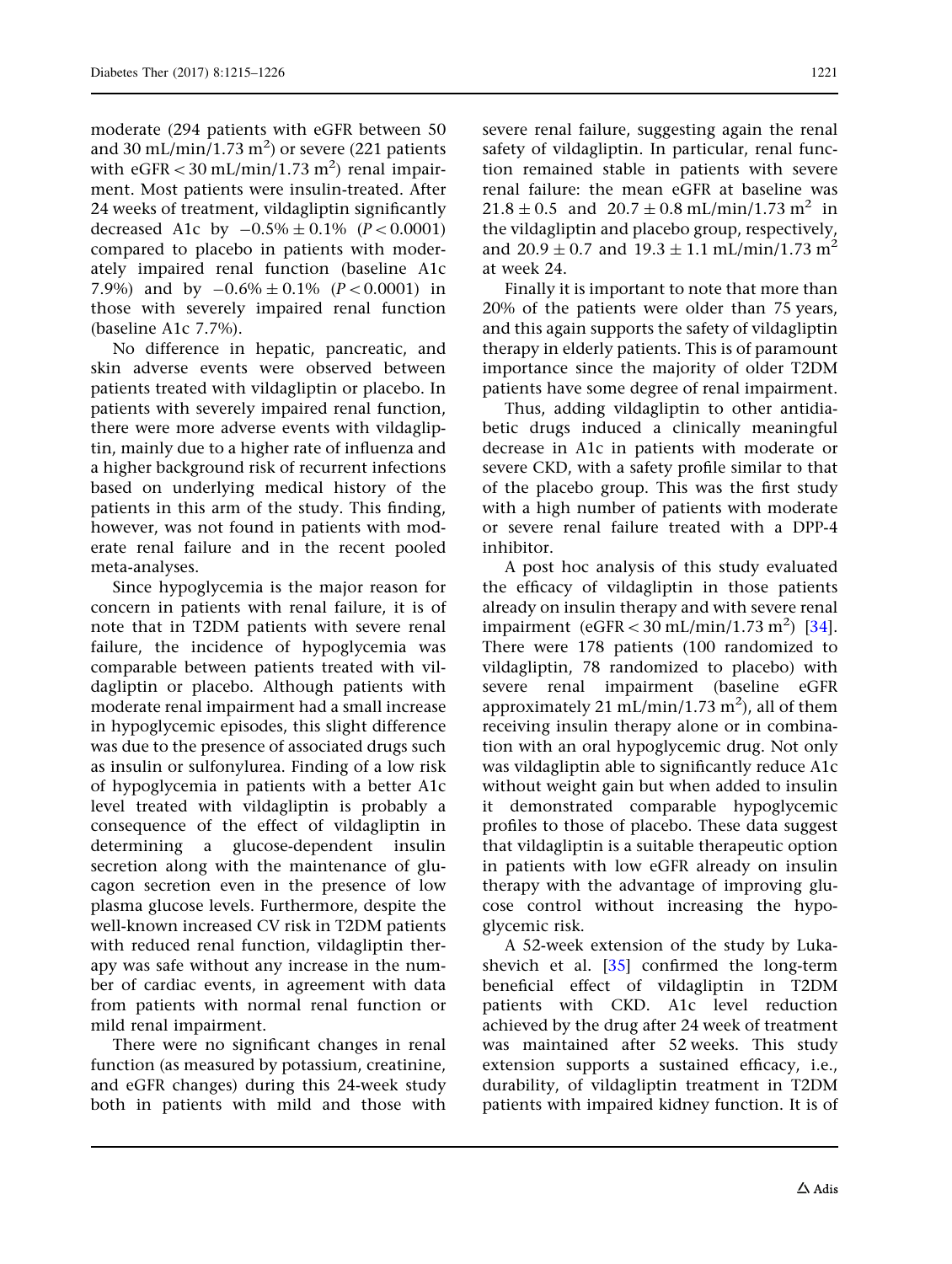moderate (294 patients with eGFR between 50 and 30 mL/min/1.73 $m^2$) or severe (221 patients with eGFR < 30 mL/min/1.73 $m^2$) renal impairment. Most patients were insulin-treated. After 24 weeks of treatment, vildagliptin significantly decreased A1c by $-0.5\% \pm 0.1\%$ ($P < 0.0001$) compared to placebo in patients with moderately impaired renal function (baseline A1c 7.9%) and by $-0.6\% \pm 0.1\%$ ($P < 0.0001$) in those with severely impaired renal function (baseline A1c 7.7%).

No difference in hepatic, pancreatic, and skin adverse events were observed between patients treated with vildagliptin or placebo. In patients with severely impaired renal function, there were more adverse events with vildagliptin, mainly due to a higher rate of influenza and a higher background risk of recurrent infections based on underlying medical history of the patients in this arm of the study. This finding, however, was not found in patients with moderate renal failure and in the recent pooled meta-analyses.

Since hypoglycemia is the major reason for concern in patients with renal failure, it is of note that in T2DM patients with severe renal failure, the incidence of hypoglycemia was comparable between patients treated with vildagliptin or placebo. Although patients with moderate renal impairment had a small increase in hypoglycemic episodes, this slight difference was due to the presence of associated drugs such as insulin or sulfonylurea. Finding of a low risk of hypoglycemia in patients with a better A1c level treated with vildagliptin is probably a consequence of the effect of vildagliptin in determining a glucose-dependent insulin secretion along with the maintenance of glucagon secretion even in the presence of low plasma glucose levels. Furthermore, despite the well-known increased CV risk in T2DM patients with reduced renal function, vildagliptin therapy was safe without any increase in the number of cardiac events, in agreement with data from patients with normal renal function or mild renal impairment.

There were no significant changes in renal function (as measured by potassium, creatinine, and eGFR changes) during this 24-week study both in patients with mild and those with severe renal failure, suggesting again the renal safety of vildagliptin. In particular, renal function remained stable in patients with severe renal failure: the mean eGFR at baseline was $21.8 \pm 0.5$ and $20.7 \pm 0.8$ mL/min/1.73 $m^2$ in the vildagliptin and placebo group, respectively, and $20.9 \pm 0.7$ and $19.3 \pm 1.1$ mL/min/1.73 $m^2$ at week 24.

Finally it is important to note that more than 20% of the patients were older than 75 years, and this again supports the safety of vildagliptin therapy in elderly patients. This is of paramount importance since the majority of older T2DM patients have some degree of renal impairment.

Thus, adding vildagliptin to other antidiabetic drugs induced a clinically meaningful decrease in A1c in patients with moderate or severe CKD, with a safety profile similar to that of the placebo group. This was the first study with a high number of patients with moderate or severe renal failure treated with a DPP-4 inhibitor.

A post hoc analysis of this study evaluated the efficacy of vildagliptin in those patients already on insulin therapy and with severe renal impairment (eGFR < 30 mL/min/1.73 $m^2$) [34]. There were 178 patients (100 randomized to vildagliptin, 78 randomized to placebo) with severe renal impairment (baseline eGFR approximately 21 mL/min/1.73 $m^2$), all of them receiving insulin therapy alone or in combination with an oral hypoglycemic drug. Not only was vildagliptin able to significantly reduce A1c without weight gain but when added to insulin it demonstrated comparable hypoglycemic profiles to those of placebo. These data suggest that vildagliptin is a suitable therapeutic option in patients with low eGFR already on insulin therapy with the advantage of improving glucose control without increasing the hypoglycemic risk.

A 52-week extension of the study by Lukashevich et al. [35] confirmed the long-term beneficial effect of vildagliptin in T2DM patients with CKD. A1c level reduction achieved by the drug after 24 week of treatment was maintained after 52 weeks. This study extension supports a sustained efficacy, i.e., durability, of vildagliptin treatment in T2DM patients with impaired kidney function. It is of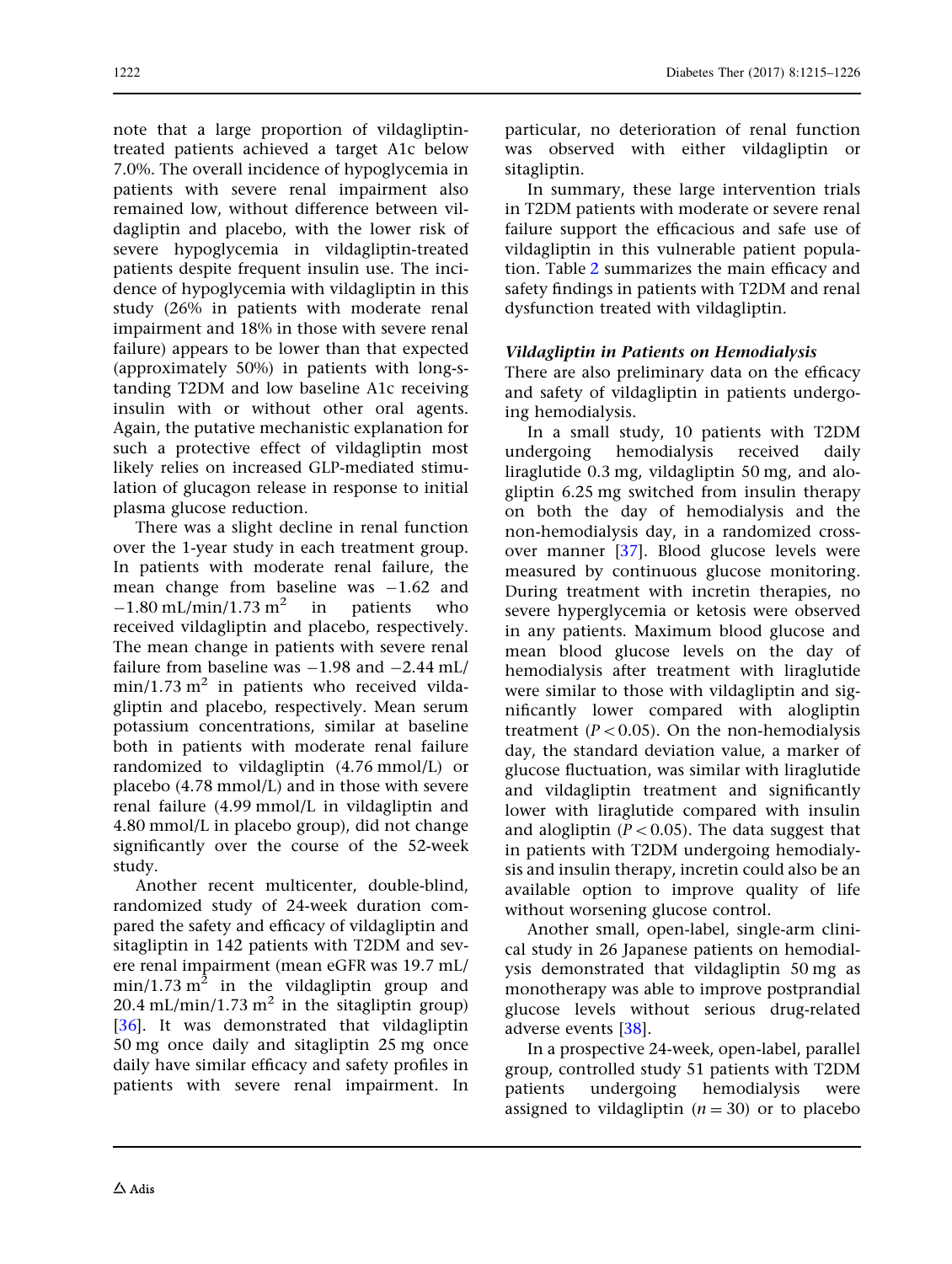note that a large proportion of vildagliptin-treated patients achieved a target A1c below 7.0%. The overall incidence of hypoglycemia in patients with severe renal impairment also remained low, without difference between vildagliptin and placebo, with the lower risk of severe hypoglycemia in vildagliptin-treated patients despite frequent insulin use. The incidence of hypoglycemia with vildagliptin in this study (26% in patients with moderate renal impairment and 18% in those with severe renal failure) appears to be lower than that expected (approximately 50%) in patients with long-standing T2DM and low baseline A1c receiving insulin with or without other oral agents. Again, the putative mechanistic explanation for such a protective effect of vildagliptin most likely relies on increased GLP-mediated stimulation of glucagon release in response to initial plasma glucose reduction.

There was a slight decline in renal function over the 1-year study in each treatment group. In patients with moderate renal failure, the mean change from baseline was −1.62 and −1.80 mL/min/1.73 $m^2$ in patients who received vildagliptin and placebo, respectively. The mean change in patients with severe renal failure from baseline was −1.98 and −2.44 mL/min/1.73 $m^2$ in patients who received vildagliptin and placebo, respectively. Mean serum potassium concentrations, similar at baseline both in patients with moderate renal failure randomized to vildagliptin (4.76 mmol/L) or placebo (4.78 mmol/L) and in those with severe renal failure (4.99 mmol/L in vildagliptin and 4.80 mmol/L in placebo group), did not change significantly over the course of the 52-week study.

Another recent multicenter, double-blind, randomized study of 24-week duration compared the safety and efficacy of vildagliptin and sitagliptin in 142 patients with T2DM and severe renal impairment (mean eGFR was 19.7 mL/min/1.73 $m^2$ in the vildagliptin group and 20.4 mL/min/1.73 $m^2$ in the sitagliptin group) [36]. It was demonstrated that vildagliptin 50 mg once daily and sitagliptin 25 mg once daily have similar efficacy and safety profiles in patients with severe renal impairment. In particular, no deterioration of renal function was observed with either vildagliptin or sitagliptin.

In summary, these large intervention trials in T2DM patients with moderate or severe renal failure support the efficacious and safe use of vildagliptin in this vulnerable patient population. Table 2 summarizes the main efficacy and safety findings in patients with T2DM and renal dysfunction treated with vildagliptin.

### *Vildagliptin in Patients on Hemodialysis*

There are also preliminary data on the efficacy and safety of vildagliptin in patients undergoing hemodialysis.

In a small study, 10 patients with T2DM undergoing hemodialysis received daily liraglutide 0.3 mg, vildagliptin 50 mg, and alogliptin 6.25 mg switched from insulin therapy on both the day of hemodialysis and the non-hemodialysis day, in a randomized crossover manner [37]. Blood glucose levels were measured by continuous glucose monitoring. During treatment with incretin therapies, no severe hyperglycemia or ketosis were observed in any patients. Maximum blood glucose and mean blood glucose levels on the day of hemodialysis after treatment with liraglutide were similar to those with vildagliptin and significantly lower compared with alogliptin treatment ($P < 0.05$). On the non-hemodialysis day, the standard deviation value, a marker of glucose fluctuation, was similar with liraglutide and vildagliptin treatment and significantly lower with liraglutide compared with insulin and alogliptin ($P < 0.05$). The data suggest that in patients with T2DM undergoing hemodialysis and insulin therapy, incretin could also be an available option to improve quality of life without worsening glucose control.

Another small, open-label, single-arm clinical study in 26 Japanese patients on hemodialysis demonstrated that vildagliptin 50 mg as monotherapy was able to improve postprandial glucose levels without serious drug-related adverse events [38].

In a prospective 24-week, open-label, parallel group, controlled study 51 patients with T2DM patients undergoing hemodialysis were assigned to vildagliptin ($n = 30$) or to placebo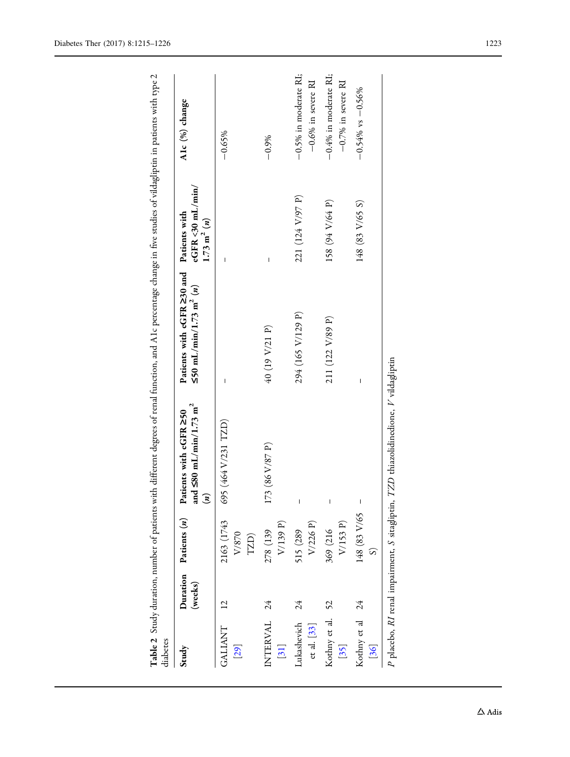**Table 2** Study duration, number of patients with different degrees of renal function, and A1c percentage change in five studies of vildagliptin in patients with type 2 diabetes

| Study | Duration (weeks) | Patients (*n*) | Patients with eGFR ≥50 and ≤80 mL/min/1.73 m² (*n*) | Patients with eGFR ≥30 and ≤50 mL/min/1.73 m² (*n*) | Patients with eGFR <30 mL/min/1.73 m² (*n*) | A1c (%) change |
|---|---|---|---|---|---|---|
| GALIANT [29] | 12 | 2163 (1743 V/870 TZD) | 695 (464 V/231 TZD) | – | – | −0.65% |
| INTERVAL [31] | 24 | 278 (139 V/139 P) | 173 (86 V/87 P) | 40 (19 V/21 P) | – | −0.9% |
| Lukashevich et al. [33] | 24 | 515 (289 V/226 P) | – | 294 (165 V/129 P) | 221 (124 V/97 P) | −0.5% in moderate RI; −0.6% in severe RI |
| Kothny et al. [35] | 52 | 369 (216 V/153 P) | – | 211 (122 V/89 P) | 158 (94 V/64 P) | −0.4% in moderate RI; −0.7% in severe RI |
| Kothny et al [36] | 24 | 148 (83 V/65 S) | – | – | 148 (83 V/65 S) | −0.54% vs −0.56% |

*P* placebo, *RI* renal impairment, *S* sitagliptin, *TZD* thiazolidinedione, *V* vildagliptin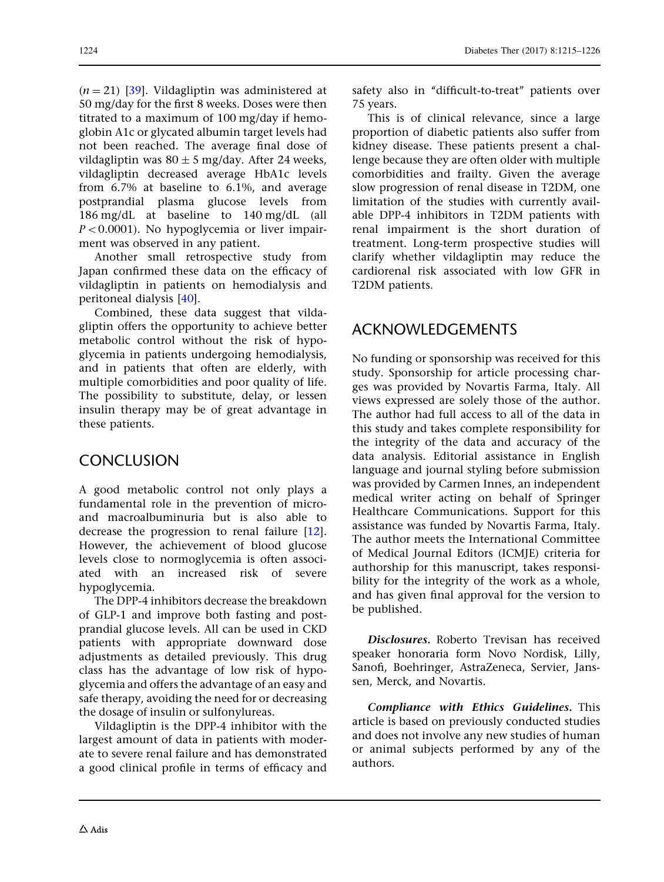($n = 21$) [39]. Vildagliptin was administered at 50 mg/day for the first 8 weeks. Doses were then titrated to a maximum of 100 mg/day if hemoglobin A1c or glycated albumin target levels had not been reached. The average final dose of vildagliptin was $80 \pm 5$ mg/day. After 24 weeks, vildagliptin decreased average HbA1c levels from 6.7% at baseline to 6.1%, and average postprandial plasma glucose levels from 186 mg/dL at baseline to 140 mg/dL (all $P < 0.0001$). No hypoglycemia or liver impairment was observed in any patient.

Another small retrospective study from Japan confirmed these data on the efficacy of vildagliptin in patients on hemodialysis and peritoneal dialysis [40].

Combined, these data suggest that vildagliptin offers the opportunity to achieve better metabolic control without the risk of hypoglycemia in patients undergoing hemodialysis, and in patients that often are elderly, with multiple comorbidities and poor quality of life. The possibility to substitute, delay, or lessen insulin therapy may be of great advantage in these patients.

## CONCLUSION

A good metabolic control not only plays a fundamental role in the prevention of micro- and macroalbuminuria but is also able to decrease the progression to renal failure [12]. However, the achievement of blood glucose levels close to normoglycemia is often associated with an increased risk of severe hypoglycemia.

The DPP-4 inhibitors decrease the breakdown of GLP-1 and improve both fasting and postprandial glucose levels. All can be used in CKD patients with appropriate downward dose adjustments as detailed previously. This drug class has the advantage of low risk of hypoglycemia and offers the advantage of an easy and safe therapy, avoiding the need for or decreasing the dosage of insulin or sulfonylureas.

Vildagliptin is the DPP-4 inhibitor with the largest amount of data in patients with moderate to severe renal failure and has demonstrated a good clinical profile in terms of efficacy and safety also in "difficult-to-treat" patients over 75 years.

This is of clinical relevance, since a large proportion of diabetic patients also suffer from kidney disease. These patients present a challenge because they are often older with multiple comorbidities and frailty. Given the average slow progression of renal disease in T2DM, one limitation of the studies with currently available DPP-4 inhibitors in T2DM patients with renal impairment is the short duration of treatment. Long-term prospective studies will clarify whether vildagliptin may reduce the cardiorenal risk associated with low GFR in T2DM patients.

## ACKNOWLEDGEMENTS

No funding or sponsorship was received for this study. Sponsorship for article processing charges was provided by Novartis Farma, Italy. All views expressed are solely those of the author. The author had full access to all of the data in this study and takes complete responsibility for the integrity of the data and accuracy of the data analysis. Editorial assistance in English language and journal styling before submission was provided by Carmen Innes, an independent medical writer acting on behalf of Springer Healthcare Communications. Support for this assistance was funded by Novartis Farma, Italy. The author meets the International Committee of Medical Journal Editors (ICMJE) criteria for authorship for this manuscript, takes responsibility for the integrity of the work as a whole, and has given final approval for the version to be published.

***Disclosures.*** Roberto Trevisan has received speaker honoraria form Novo Nordisk, Lilly, Sanofi, Boehringer, AstraZeneca, Servier, Janssen, Merck, and Novartis.

***Compliance with Ethics Guidelines.*** This article is based on previously conducted studies and does not involve any new studies of human or animal subjects performed by any of the authors.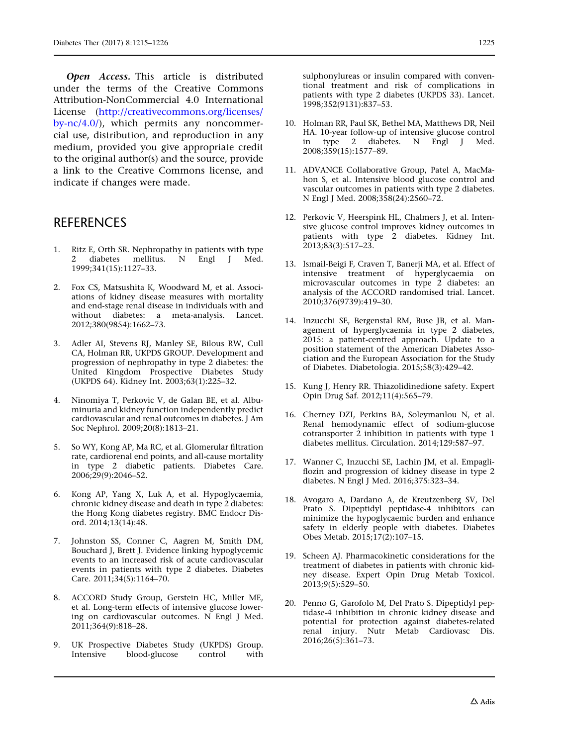***Open Access.*** This article is distributed under the terms of the Creative Commons Attribution-NonCommercial 4.0 International License (http://creativecommons.org/licenses/by-nc/4.0/), which permits any noncommercial use, distribution, and reproduction in any medium, provided you give appropriate credit to the original author(s) and the source, provide a link to the Creative Commons license, and indicate if changes were made.

## REFERENCES

1. Ritz E, Orth SR. Nephropathy in patients with type 2 diabetes mellitus. N Engl J Med. 1999;341(15):1127–33.

2. Fox CS, Matsushita K, Woodward M, et al. Associations of kidney disease measures with mortality and end-stage renal disease in individuals with and without diabetes: a meta-analysis. Lancet. 2012;380(9854):1662–73.

3. Adler AI, Stevens RJ, Manley SE, Bilous RW, Cull CA, Holman RR, UKPDS GROUP. Development and progression of nephropathy in type 2 diabetes: the United Kingdom Prospective Diabetes Study (UKPDS 64). Kidney Int. 2003;63(1):225–32.

4. Ninomiya T, Perkovic V, de Galan BE, et al. Albuminuria and kidney function independently predict cardiovascular and renal outcomes in diabetes. J Am Soc Nephrol. 2009;20(8):1813–21.

5. So WY, Kong AP, Ma RC, et al. Glomerular filtration rate, cardiorenal end points, and all-cause mortality in type 2 diabetic patients. Diabetes Care. 2006;29(9):2046–52.

6. Kong AP, Yang X, Luk A, et al. Hypoglycaemia, chronic kidney disease and death in type 2 diabetes: the Hong Kong diabetes registry. BMC Endocr Disord. 2014;13(14):48.

7. Johnston SS, Conner C, Aagren M, Smith DM, Bouchard J, Brett J. Evidence linking hypoglycemic events to an increased risk of acute cardiovascular events in patients with type 2 diabetes. Diabetes Care. 2011;34(5):1164–70.

8. ACCORD Study Group, Gerstein HC, Miller ME, et al. Long-term effects of intensive glucose lowering on cardiovascular outcomes. N Engl J Med. 2011;364(9):818–28.

9. UK Prospective Diabetes Study (UKPDS) Group. Intensive blood-glucose control with sulphonylureas or insulin compared with conventional treatment and risk of complications in patients with type 2 diabetes (UKPDS 33). Lancet. 1998;352(9131):837–53.

10. Holman RR, Paul SK, Bethel MA, Matthews DR, Neil HA. 10-year follow-up of intensive glucose control in type 2 diabetes. N Engl J Med. 2008;359(15):1577–89.

11. ADVANCE Collaborative Group, Patel A, MacMahon S, et al. Intensive blood glucose control and vascular outcomes in patients with type 2 diabetes. N Engl J Med. 2008;358(24):2560–72.

12. Perkovic V, Heerspink HL, Chalmers J, et al. Intensive glucose control improves kidney outcomes in patients with type 2 diabetes. Kidney Int. 2013;83(3):517–23.

13. Ismail-Beigi F, Craven T, Banerji MA, et al. Effect of intensive treatment of hyperglycaemia on microvascular outcomes in type 2 diabetes: an analysis of the ACCORD randomised trial. Lancet. 2010;376(9739):419–30.

14. Inzucchi SE, Bergenstal RM, Buse JB, et al. Management of hyperglycaemia in type 2 diabetes, 2015: a patient-centred approach. Update to a position statement of the American Diabetes Association and the European Association for the Study of Diabetes. Diabetologia. 2015;58(3):429–42.

15. Kung J, Henry RR. Thiazolidinedione safety. Expert Opin Drug Saf. 2012;11(4):565–79.

16. Cherney DZI, Perkins BA, Soleymanlou N, et al. Renal hemodynamic effect of sodium-glucose cotransporter 2 inhibition in patients with type 1 diabetes mellitus. Circulation. 2014;129:587–97.

17. Wanner C, Inzucchi SE, Lachin JM, et al. Empagliflozin and progression of kidney disease in type 2 diabetes. N Engl J Med. 2016;375:323–34.

18. Avogaro A, Dardano A, de Kreutzenberg SV, Del Prato S. Dipeptidyl peptidase-4 inhibitors can minimize the hypoglycaemic burden and enhance safety in elderly people with diabetes. Diabetes Obes Metab. 2015;17(2):107–15.

19. Scheen AJ. Pharmacokinetic considerations for the treatment of diabetes in patients with chronic kidney disease. Expert Opin Drug Metab Toxicol. 2013;9(5):529–50.

20. Penno G, Garofolo M, Del Prato S. Dipeptidyl peptidase-4 inhibition in chronic kidney disease and potential for protection against diabetes-related renal injury. Nutr Metab Cardiovasc Dis. 2016;26(5):361–73.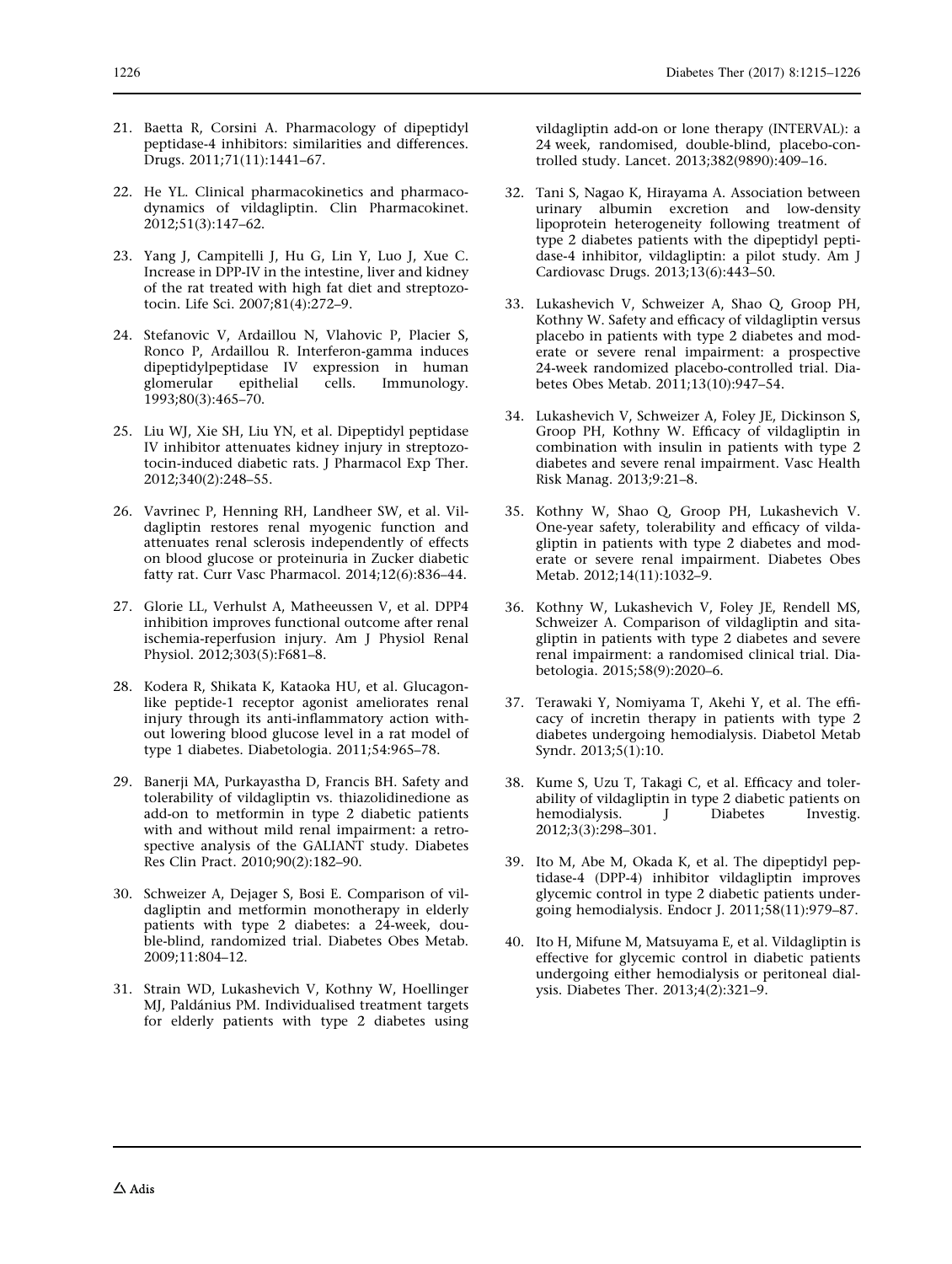21. Baetta R, Corsini A. Pharmacology of dipeptidyl peptidase-4 inhibitors: similarities and differences. Drugs. 2011;71(11):1441–67.

22. He YL. Clinical pharmacokinetics and pharmacodynamics of vildagliptin. Clin Pharmacokinet. 2012;51(3):147–62.

23. Yang J, Campitelli J, Hu G, Lin Y, Luo J, Xue C. Increase in DPP-IV in the intestine, liver and kidney of the rat treated with high fat diet and streptozotocin. Life Sci. 2007;81(4):272–9.

24. Stefanovic V, Ardaillou N, Vlahovic P, Placier S, Ronco P, Ardaillou R. Interferon-gamma induces dipeptidylpeptidase IV expression in human glomerular epithelial cells. Immunology. 1993;80(3):465–70.

25. Liu WJ, Xie SH, Liu YN, et al. Dipeptidyl peptidase IV inhibitor attenuates kidney injury in streptozotocin-induced diabetic rats. J Pharmacol Exp Ther. 2012;340(2):248–55.

26. Vavrinec P, Henning RH, Landheer SW, et al. Vildagliptin restores renal myogenic function and attenuates renal sclerosis independently of effects on blood glucose or proteinuria in Zucker diabetic fatty rat. Curr Vasc Pharmacol. 2014;12(6):836–44.

27. Glorie LL, Verhulst A, Matheeussen V, et al. DPP4 inhibition improves functional outcome after renal ischemia-reperfusion injury. Am J Physiol Renal Physiol. 2012;303(5):F681–8.

28. Kodera R, Shikata K, Kataoka HU, et al. Glucagon-like peptide-1 receptor agonist ameliorates renal injury through its anti-inflammatory action without lowering blood glucose level in a rat model of type 1 diabetes. Diabetologia. 2011;54:965–78.

29. Banerji MA, Purkayastha D, Francis BH. Safety and tolerability of vildagliptin vs. thiazolidinedione as add-on to metformin in type 2 diabetic patients with and without mild renal impairment: a retrospective analysis of the GALIANT study. Diabetes Res Clin Pract. 2010;90(2):182–90.

30. Schweizer A, Dejager S, Bosi E. Comparison of vildagliptin and metformin monotherapy in elderly patients with type 2 diabetes: a 24-week, double-blind, randomized trial. Diabetes Obes Metab. 2009;11:804–12.

31. Strain WD, Lukashevich V, Kothny W, Hoellinger MJ, Paldánius PM. Individualised treatment targets for elderly patients with type 2 diabetes using vildagliptin add-on or lone therapy (INTERVAL): a 24 week, randomised, double-blind, placebo-controlled study. Lancet. 2013;382(9890):409–16.

32. Tani S, Nagao K, Hirayama A. Association between urinary albumin excretion and low-density lipoprotein heterogeneity following treatment of type 2 diabetes patients with the dipeptidyl peptidase-4 inhibitor, vildagliptin: a pilot study. Am J Cardiovasc Drugs. 2013;13(6):443–50.

33. Lukashevich V, Schweizer A, Shao Q, Groop PH, Kothny W. Safety and efficacy of vildagliptin versus placebo in patients with type 2 diabetes and moderate or severe renal impairment: a prospective 24-week randomized placebo-controlled trial. Diabetes Obes Metab. 2011;13(10):947–54.

34. Lukashevich V, Schweizer A, Foley JE, Dickinson S, Groop PH, Kothny W. Efficacy of vildagliptin in combination with insulin in patients with type 2 diabetes and severe renal impairment. Vasc Health Risk Manag. 2013;9:21–8.

35. Kothny W, Shao Q, Groop PH, Lukashevich V. One-year safety, tolerability and efficacy of vildagliptin in patients with type 2 diabetes and moderate or severe renal impairment. Diabetes Obes Metab. 2012;14(11):1032–9.

36. Kothny W, Lukashevich V, Foley JE, Rendell MS, Schweizer A. Comparison of vildagliptin and sitagliptin in patients with type 2 diabetes and severe renal impairment: a randomised clinical trial. Diabetologia. 2015;58(9):2020–6.

37. Terawaki Y, Nomiyama T, Akehi Y, et al. The efficacy of incretin therapy in patients with type 2 diabetes undergoing hemodialysis. Diabetol Metab Syndr. 2013;5(1):10.

38. Kume S, Uzu T, Takagi C, et al. Efficacy and tolerability of vildagliptin in type 2 diabetic patients on hemodialysis. J Diabetes Investig. 2012;3(3):298–301.

39. Ito M, Abe M, Okada K, et al. The dipeptidyl peptidase-4 (DPP-4) inhibitor vildagliptin improves glycemic control in type 2 diabetic patients undergoing hemodialysis. Endocr J. 2011;58(11):979–87.

40. Ito H, Mifune M, Matsuyama E, et al. Vildagliptin is effective for glycemic control in diabetic patients undergoing either hemodialysis or peritoneal dialysis. Diabetes Ther. 2013;4(2):321–9.